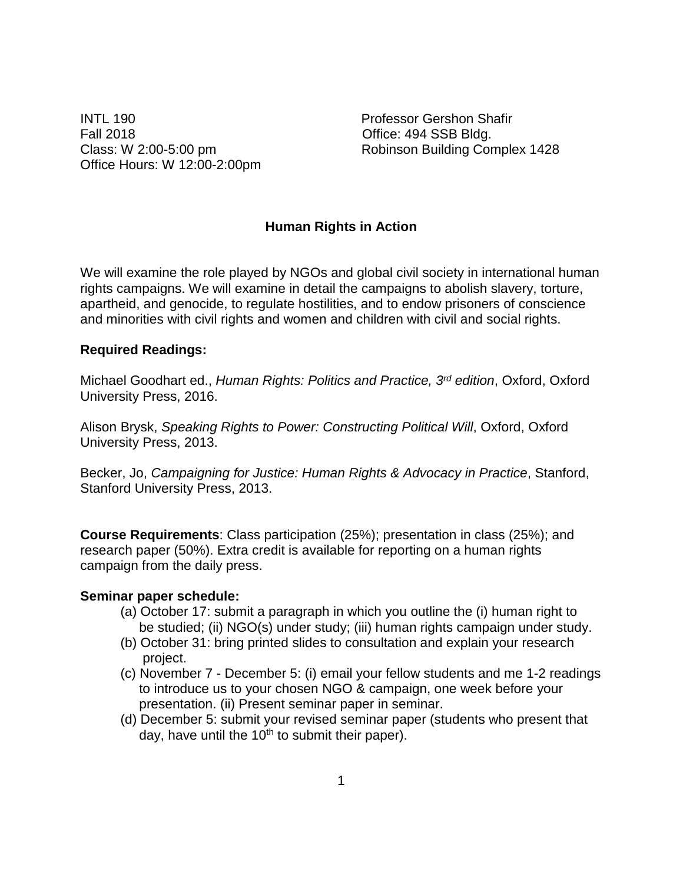INTL 190
Fall 2018
Class: W 2:00-5:00 pm
Office Hours: W 12:00-2:00pm

Professor Gershon Shafir
Office: 494 SSB Bldg.
Robinson Building Complex 1428

## Human Rights in Action

We will examine the role played by NGOs and global civil society in international human rights campaigns. We will examine in detail the campaigns to abolish slavery, torture, apartheid, and genocide, to regulate hostilities, and to endow prisoners of conscience and minorities with civil rights and women and children with civil and social rights.

**Required Readings:**

Michael Goodhart ed., *Human Rights: Politics and Practice, 3rd edition*, Oxford, Oxford University Press, 2016.

Alison Brysk, *Speaking Rights to Power: Constructing Political Will*, Oxford, Oxford University Press, 2013.

Becker, Jo, *Campaigning for Justice: Human Rights & Advocacy in Practice*, Stanford, Stanford University Press, 2013.

**Course Requirements**: Class participation (25%); presentation in class (25%); and research paper (50%). Extra credit is available for reporting on a human rights campaign from the daily press.

**Seminar paper schedule:**

(a) October 17: submit a paragraph in which you outline the (i) human right to be studied; (ii) NGO(s) under study; (iii) human rights campaign under study.

(b) October 31: bring printed slides to consultation and explain your research project.

(c) November 7 - December 5: (i) email your fellow students and me 1-2 readings to introduce us to your chosen NGO & campaign, one week before your presentation. (ii) Present seminar paper in seminar.

(d) December 5: submit your revised seminar paper (students who present that day, have until the 10th to submit their paper).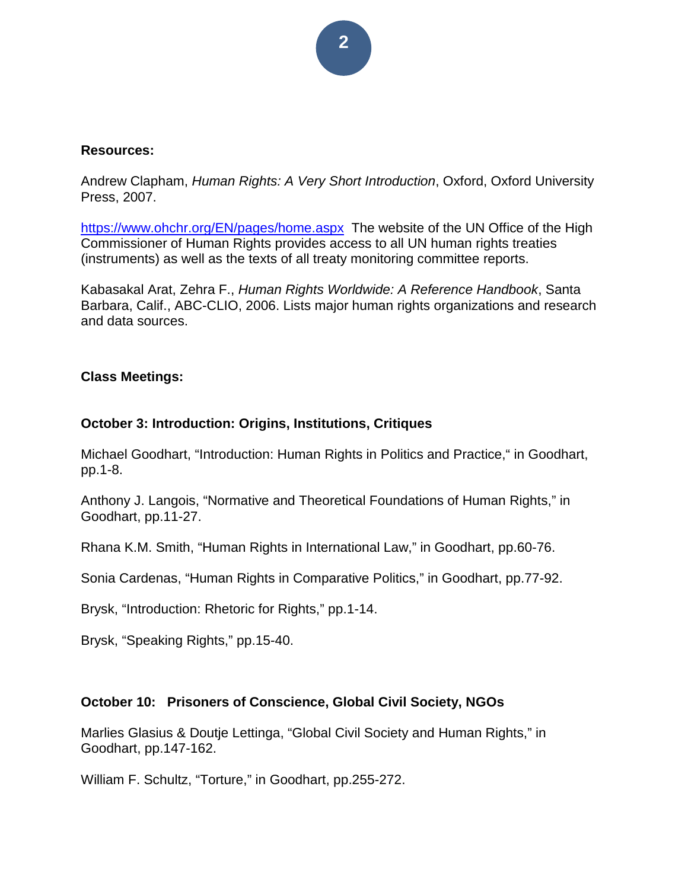**Resources:**

Andrew Clapham, *Human Rights: A Very Short Introduction*, Oxford, Oxford University Press, 2007.

https://www.ohchr.org/EN/pages/home.aspx The website of the UN Office of the High Commissioner of Human Rights provides access to all UN human rights treaties (instruments) as well as the texts of all treaty monitoring committee reports.

Kabasakal Arat, Zehra F., *Human Rights Worldwide: A Reference Handbook*, Santa Barbara, Calif., ABC-CLIO, 2006. Lists major human rights organizations and research and data sources.

**Class Meetings:**

**October 3: Introduction: Origins, Institutions, Critiques**

Michael Goodhart, "Introduction: Human Rights in Politics and Practice," in Goodhart, pp.1-8.

Anthony J. Langois, "Normative and Theoretical Foundations of Human Rights," in Goodhart, pp.11-27.

Rhana K.M. Smith, "Human Rights in International Law," in Goodhart, pp.60-76.

Sonia Cardenas, "Human Rights in Comparative Politics," in Goodhart, pp.77-92.

Brysk, "Introduction: Rhetoric for Rights," pp.1-14.

Brysk, "Speaking Rights," pp.15-40.

**October 10: Prisoners of Conscience, Global Civil Society, NGOs**

Marlies Glasius & Doutje Lettinga, "Global Civil Society and Human Rights," in Goodhart, pp.147-162.

William F. Schultz, "Torture," in Goodhart, pp.255-272.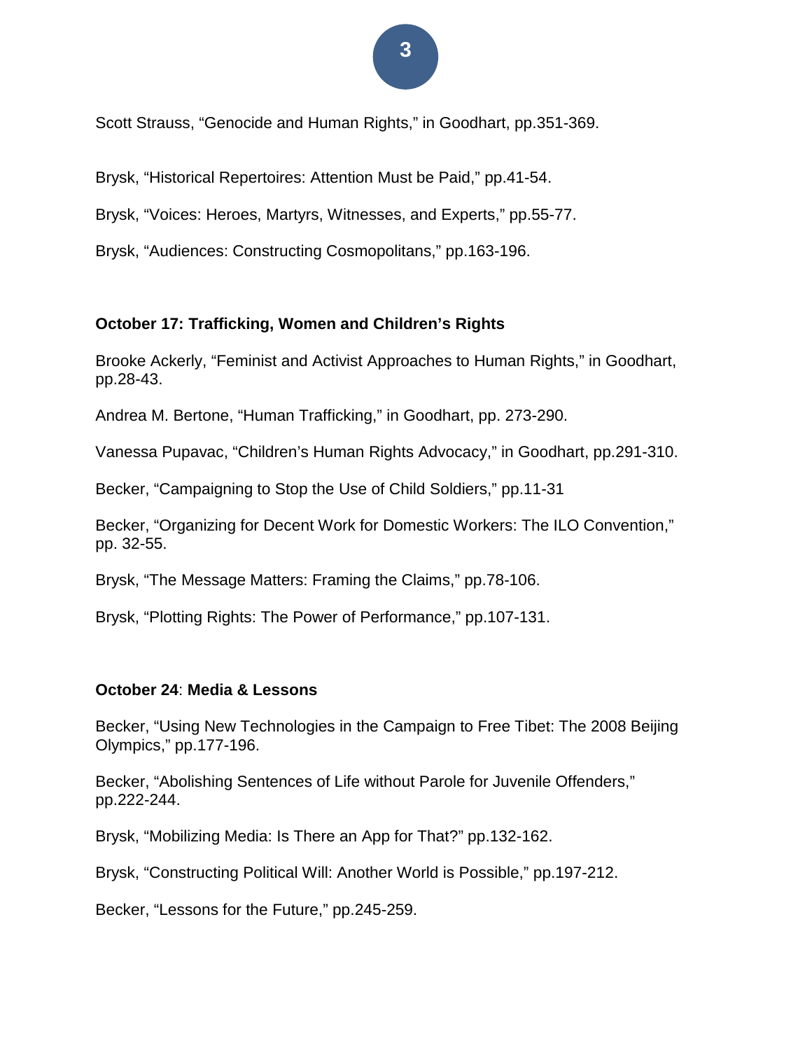Scott Strauss, “Genocide and Human Rights,” in Goodhart, pp.351-369.

Brysk, “Historical Repertoires: Attention Must be Paid,” pp.41-54.

Brysk, “Voices: Heroes, Martyrs, Witnesses, and Experts,” pp.55-77.

Brysk, “Audiences: Constructing Cosmopolitans,” pp.163-196.

**October 17: Trafficking, Women and Children’s Rights**

Brooke Ackerly, “Feminist and Activist Approaches to Human Rights,” in Goodhart, pp.28-43.

Andrea M. Bertone, “Human Trafficking,” in Goodhart, pp. 273-290.

Vanessa Pupavac, “Children’s Human Rights Advocacy,” in Goodhart, pp.291-310.

Becker, “Campaigning to Stop the Use of Child Soldiers,” pp.11-31

Becker, “Organizing for Decent Work for Domestic Workers: The ILO Convention,” pp. 32-55.

Brysk, “The Message Matters: Framing the Claims,” pp.78-106.

Brysk, “Plotting Rights: The Power of Performance,” pp.107-131.

**October 24**: **Media & Lessons**

Becker, “Using New Technologies in the Campaign to Free Tibet: The 2008 Beijing Olympics,” pp.177-196.

Becker, “Abolishing Sentences of Life without Parole for Juvenile Offenders,” pp.222-244.

Brysk, “Mobilizing Media: Is There an App for That?” pp.132-162.

Brysk, “Constructing Political Will: Another World is Possible,” pp.197-212.

Becker, “Lessons for the Future,” pp.245-259.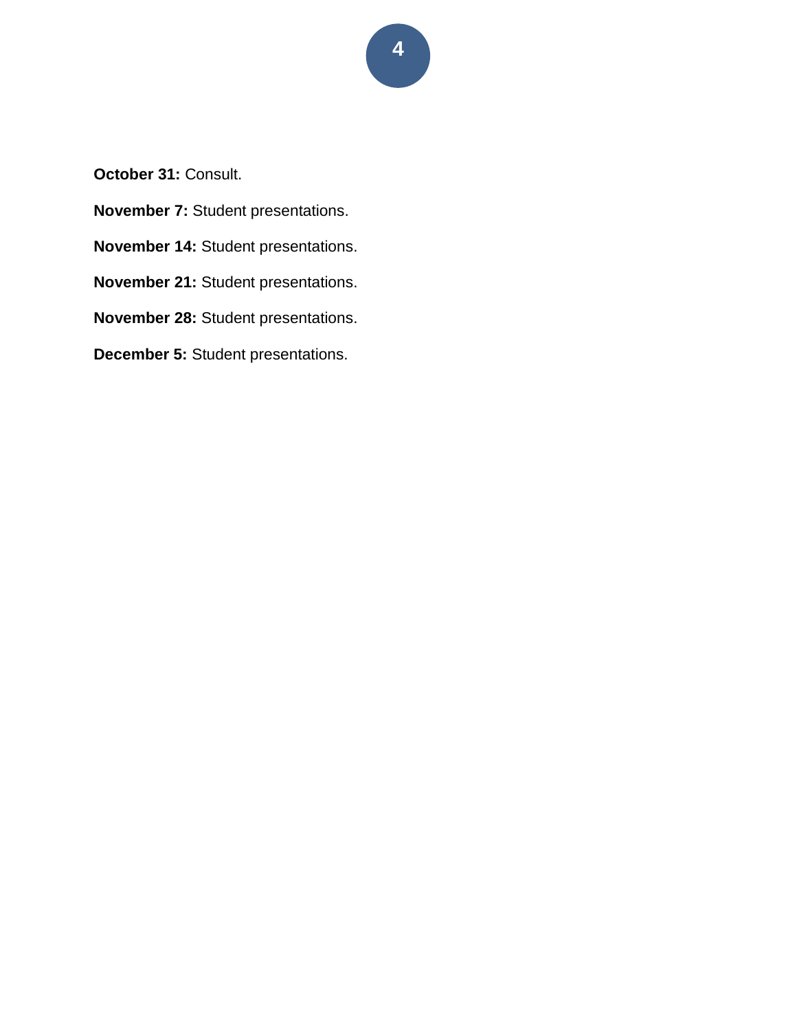**October 31:** Consult.

**November 7:** Student presentations.

**November 14:** Student presentations.

**November 21:** Student presentations.

**November 28:** Student presentations.

**December 5:** Student presentations.